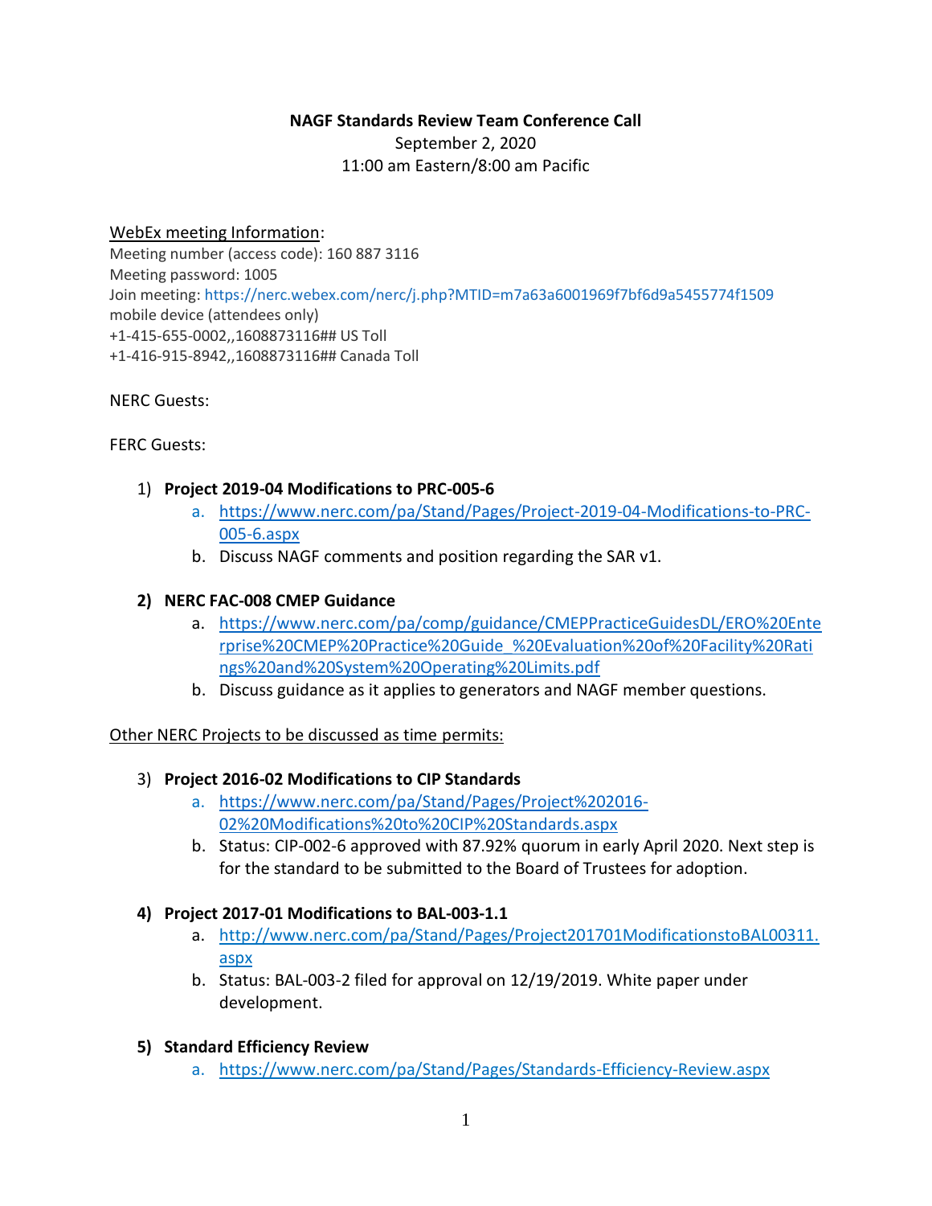**NAGF Standards Review Team Conference Call**

September 2, 2020

11:00 am Eastern/8:00 am Pacific

<u>WebEx meeting Information</u>:

Meeting number (access code): 160 887 3116
Meeting password: 1005
Join meeting: https://nerc.webex.com/nerc/j.php?MTID=m7a63a6001969f7bf6d9a5455774f1509
mobile device (attendees only)
+1-415-655-0002,,1608873116## US Toll
+1-416-915-8942,,1608873116## Canada Toll

NERC Guests:

FERC Guests:

1) **Project 2019-04 Modifications to PRC-005-6**
   a. https://www.nerc.com/pa/Stand/Pages/Project-2019-04-Modifications-to-PRC-005-6.aspx
   b. Discuss NAGF comments and position regarding the SAR v1.

2) **NERC FAC-008 CMEP Guidance**
   a. https://www.nerc.com/pa/comp/guidance/CMEPPracticeGuidesDL/ERO%20Enterprise%20CMEP%20Practice%20Guide_%20Evaluation%20of%20Facility%20Ratings%20and%20System%20Operating%20Limits.pdf
   b. Discuss guidance as it applies to generators and NAGF member questions.

<u>Other NERC Projects to be discussed as time permits:</u>

3) **Project 2016-02 Modifications to CIP Standards**
   a. https://www.nerc.com/pa/Stand/Pages/Project%202016-02%20Modifications%20to%20CIP%20Standards.aspx
   b. Status: CIP-002-6 approved with 87.92% quorum in early April 2020. Next step is for the standard to be submitted to the Board of Trustees for adoption.

4) **Project 2017-01 Modifications to BAL-003-1.1**
   a. http://www.nerc.com/pa/Stand/Pages/Project201701ModificationstoBAL00311.aspx
   b. Status: BAL-003-2 filed for approval on 12/19/2019. White paper under development.

5) **Standard Efficiency Review**
   a. https://www.nerc.com/pa/Stand/Pages/Standards-Efficiency-Review.aspx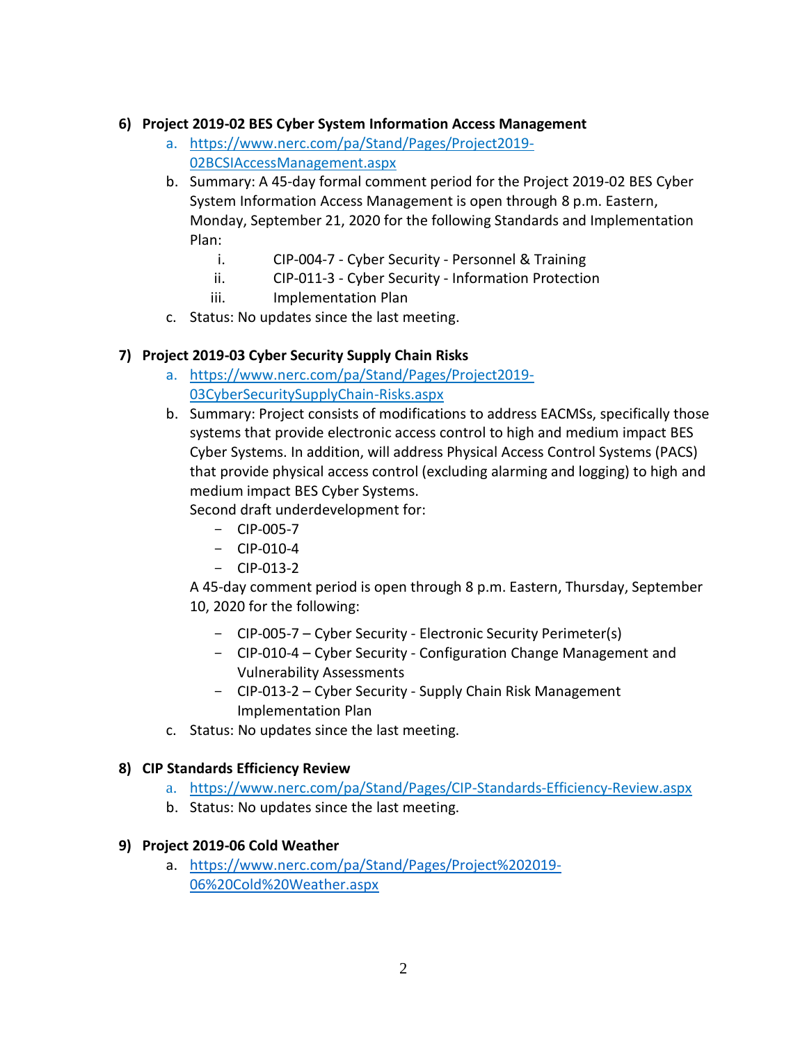6) **Project 2019-02 BES Cyber System Information Access Management**

   a. https://www.nerc.com/pa/Stand/Pages/Project2019-02BCSIAccessManagement.aspx

   b. Summary: A 45-day formal comment period for the Project 2019-02 BES Cyber System Information Access Management is open through 8 p.m. Eastern, Monday, September 21, 2020 for the following Standards and Implementation Plan:

      i. CIP-004-7 - Cyber Security - Personnel & Training

      ii. CIP-011-3 - Cyber Security - Information Protection

      iii. Implementation Plan

   c. Status: No updates since the last meeting.

7) **Project 2019-03 Cyber Security Supply Chain Risks**

   a. https://www.nerc.com/pa/Stand/Pages/Project2019-03CyberSecuritySupplyChain-Risks.aspx

   b. Summary: Project consists of modifications to address EACMSs, specifically those systems that provide electronic access control to high and medium impact BES Cyber Systems. In addition, will address Physical Access Control Systems (PACS) that provide physical access control (excluding alarming and logging) to high and medium impact BES Cyber Systems.

      Second draft underdevelopment for:

      - CIP-005-7
      - CIP-010-4
      - CIP-013-2

      A 45-day comment period is open through 8 p.m. Eastern, Thursday, September 10, 2020 for the following:

      - CIP-005-7 – Cyber Security - Electronic Security Perimeter(s)
      - CIP-010-4 – Cyber Security - Configuration Change Management and Vulnerability Assessments
      - CIP-013-2 – Cyber Security - Supply Chain Risk Management Implementation Plan

   c. Status: No updates since the last meeting.

8) **CIP Standards Efficiency Review**

   a. https://www.nerc.com/pa/Stand/Pages/CIP-Standards-Efficiency-Review.aspx

   b. Status: No updates since the last meeting.

9) **Project 2019-06 Cold Weather**

   a. https://www.nerc.com/pa/Stand/Pages/Project%202019-06%20Cold%20Weather.aspx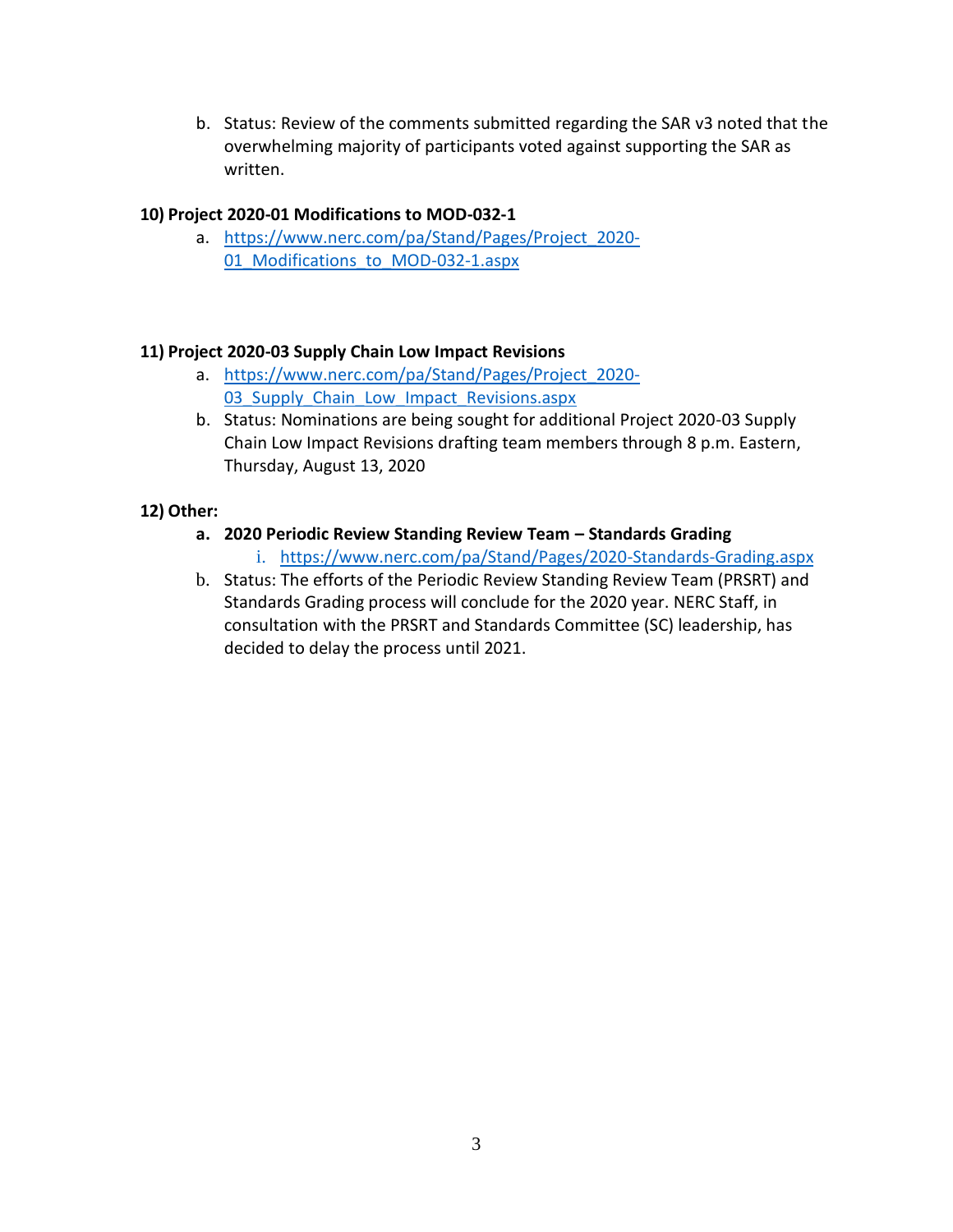b. Status: Review of the comments submitted regarding the SAR v3 noted that the overwhelming majority of participants voted against supporting the SAR as written.

**10) Project 2020-01 Modifications to MOD-032-1**

a. https://www.nerc.com/pa/Stand/Pages/Project_2020-01_Modifications_to_MOD-032-1.aspx

**11) Project 2020-03 Supply Chain Low Impact Revisions**

a. https://www.nerc.com/pa/Stand/Pages/Project_2020-03_Supply_Chain_Low_Impact_Revisions.aspx
b. Status: Nominations are being sought for additional Project 2020-03 Supply Chain Low Impact Revisions drafting team members through 8 p.m. Eastern, Thursday, August 13, 2020

**12) Other:**

**a. 2020 Periodic Review Standing Review Team – Standards Grading**

i. https://www.nerc.com/pa/Stand/Pages/2020-Standards-Grading.aspx

b. Status: The efforts of the Periodic Review Standing Review Team (PRSRT) and Standards Grading process will conclude for the 2020 year. NERC Staff, in consultation with the PRSRT and Standards Committee (SC) leadership, has decided to delay the process until 2021.